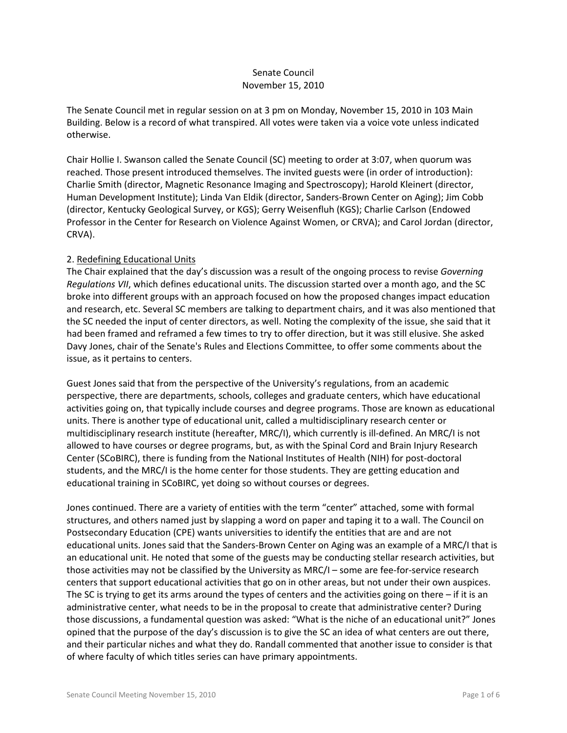# Senate Council
## November 15, 2010

The Senate Council met in regular session on at 3 pm on Monday, November 15, 2010 in 103 Main Building. Below is a record of what transpired. All votes were taken via a voice vote unless indicated otherwise.

Chair Hollie I. Swanson called the Senate Council (SC) meeting to order at 3:07, when quorum was reached. Those present introduced themselves. The invited guests were (in order of introduction): Charlie Smith (director, Magnetic Resonance Imaging and Spectroscopy); Harold Kleinert (director, Human Development Institute); Linda Van Eldik (director, Sanders-Brown Center on Aging); Jim Cobb (director, Kentucky Geological Survey, or KGS); Gerry Weisenfluh (KGS); Charlie Carlson (Endowed Professor in the Center for Research on Violence Against Women, or CRVA); and Carol Jordan (director, CRVA).

2. <u>Redefining Educational Units</u>

The Chair explained that the day's discussion was a result of the ongoing process to revise *Governing Regulations VII*, which defines educational units. The discussion started over a month ago, and the SC broke into different groups with an approach focused on how the proposed changes impact education and research, etc. Several SC members are talking to department chairs, and it was also mentioned that the SC needed the input of center directors, as well. Noting the complexity of the issue, she said that it had been framed and reframed a few times to try to offer direction, but it was still elusive. She asked Davy Jones, chair of the Senate's Rules and Elections Committee, to offer some comments about the issue, as it pertains to centers.

Guest Jones said that from the perspective of the University's regulations, from an academic perspective, there are departments, schools, colleges and graduate centers, which have educational activities going on, that typically include courses and degree programs. Those are known as educational units. There is another type of educational unit, called a multidisciplinary research center or multidisciplinary research institute (hereafter, MRC/I), which currently is ill-defined. An MRC/I is not allowed to have courses or degree programs, but, as with the Spinal Cord and Brain Injury Research Center (SCoBIRC), there is funding from the National Institutes of Health (NIH) for post-doctoral students, and the MRC/I is the home center for those students. They are getting education and educational training in SCoBIRC, yet doing so without courses or degrees.

Jones continued. There are a variety of entities with the term "center" attached, some with formal structures, and others named just by slapping a word on paper and taping it to a wall. The Council on Postsecondary Education (CPE) wants universities to identify the entities that are and are not educational units. Jones said that the Sanders-Brown Center on Aging was an example of a MRC/I that is an educational unit. He noted that some of the guests may be conducting stellar research activities, but those activities may not be classified by the University as MRC/I – some are fee-for-service research centers that support educational activities that go on in other areas, but not under their own auspices. The SC is trying to get its arms around the types of centers and the activities going on there – if it is an administrative center, what needs to be in the proposal to create that administrative center? During those discussions, a fundamental question was asked: "What is the niche of an educational unit?" Jones opined that the purpose of the day's discussion is to give the SC an idea of what centers are out there, and their particular niches and what they do. Randall commented that another issue to consider is that of where faculty of which titles series can have primary appointments.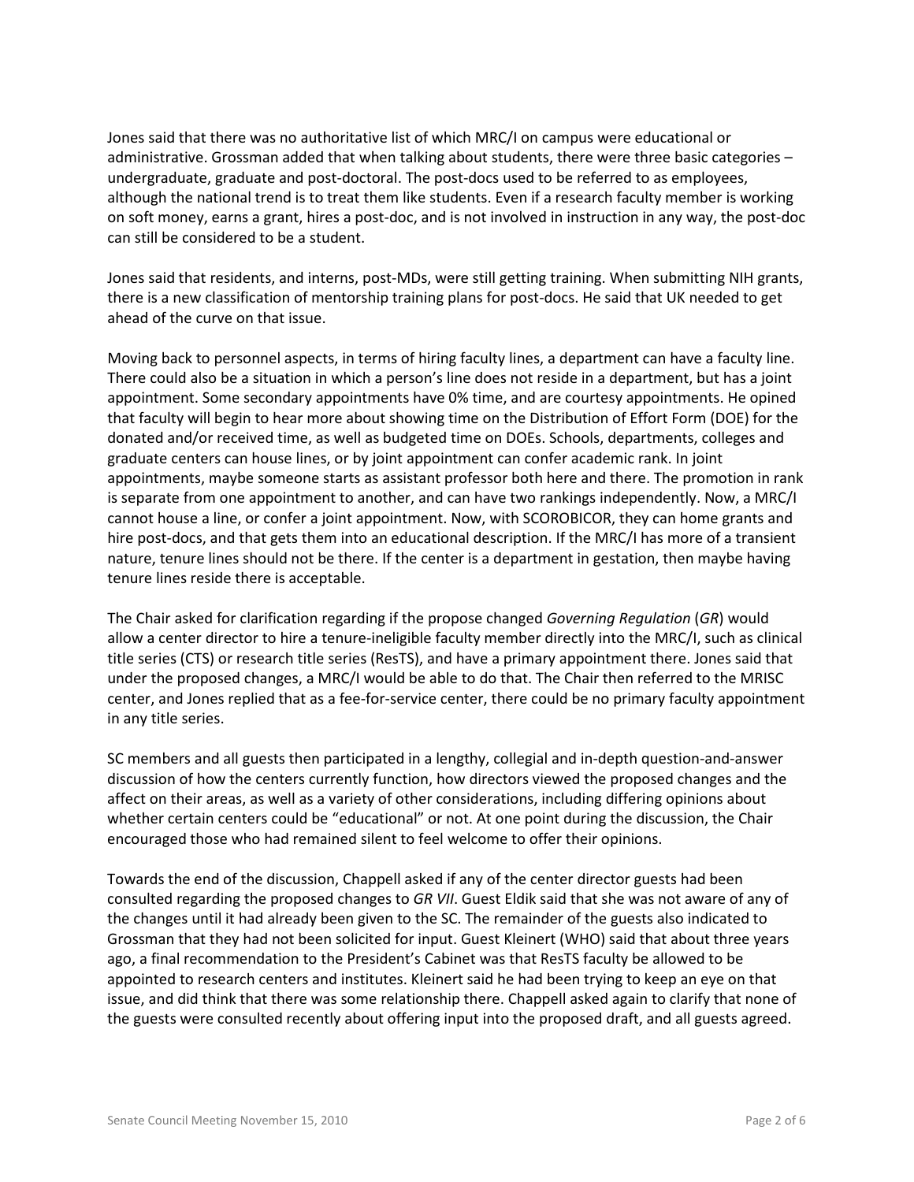Jones said that there was no authoritative list of which MRC/I on campus were educational or administrative. Grossman added that when talking about students, there were three basic categories – undergraduate, graduate and post-doctoral. The post-docs used to be referred to as employees, although the national trend is to treat them like students. Even if a research faculty member is working on soft money, earns a grant, hires a post-doc, and is not involved in instruction in any way, the post-doc can still be considered to be a student.

Jones said that residents, and interns, post-MDs, were still getting training. When submitting NIH grants, there is a new classification of mentorship training plans for post-docs. He said that UK needed to get ahead of the curve on that issue.

Moving back to personnel aspects, in terms of hiring faculty lines, a department can have a faculty line. There could also be a situation in which a person's line does not reside in a department, but has a joint appointment. Some secondary appointments have 0% time, and are courtesy appointments. He opined that faculty will begin to hear more about showing time on the Distribution of Effort Form (DOE) for the donated and/or received time, as well as budgeted time on DOEs. Schools, departments, colleges and graduate centers can house lines, or by joint appointment can confer academic rank. In joint appointments, maybe someone starts as assistant professor both here and there. The promotion in rank is separate from one appointment to another, and can have two rankings independently. Now, a MRC/I cannot house a line, or confer a joint appointment. Now, with SCOROBICOR, they can home grants and hire post-docs, and that gets them into an educational description. If the MRC/I has more of a transient nature, tenure lines should not be there. If the center is a department in gestation, then maybe having tenure lines reside there is acceptable.

The Chair asked for clarification regarding if the propose changed *Governing Regulation* (*GR*) would allow a center director to hire a tenure-ineligible faculty member directly into the MRC/I, such as clinical title series (CTS) or research title series (ResTS), and have a primary appointment there. Jones said that under the proposed changes, a MRC/I would be able to do that. The Chair then referred to the MRISC center, and Jones replied that as a fee-for-service center, there could be no primary faculty appointment in any title series.

SC members and all guests then participated in a lengthy, collegial and in-depth question-and-answer discussion of how the centers currently function, how directors viewed the proposed changes and the affect on their areas, as well as a variety of other considerations, including differing opinions about whether certain centers could be "educational" or not. At one point during the discussion, the Chair encouraged those who had remained silent to feel welcome to offer their opinions.

Towards the end of the discussion, Chappell asked if any of the center director guests had been consulted regarding the proposed changes to *GR VII*. Guest Eldik said that she was not aware of any of the changes until it had already been given to the SC. The remainder of the guests also indicated to Grossman that they had not been solicited for input. Guest Kleinert (WHO) said that about three years ago, a final recommendation to the President's Cabinet was that ResTS faculty be allowed to be appointed to research centers and institutes. Kleinert said he had been trying to keep an eye on that issue, and did think that there was some relationship there. Chappell asked again to clarify that none of the guests were consulted recently about offering input into the proposed draft, and all guests agreed.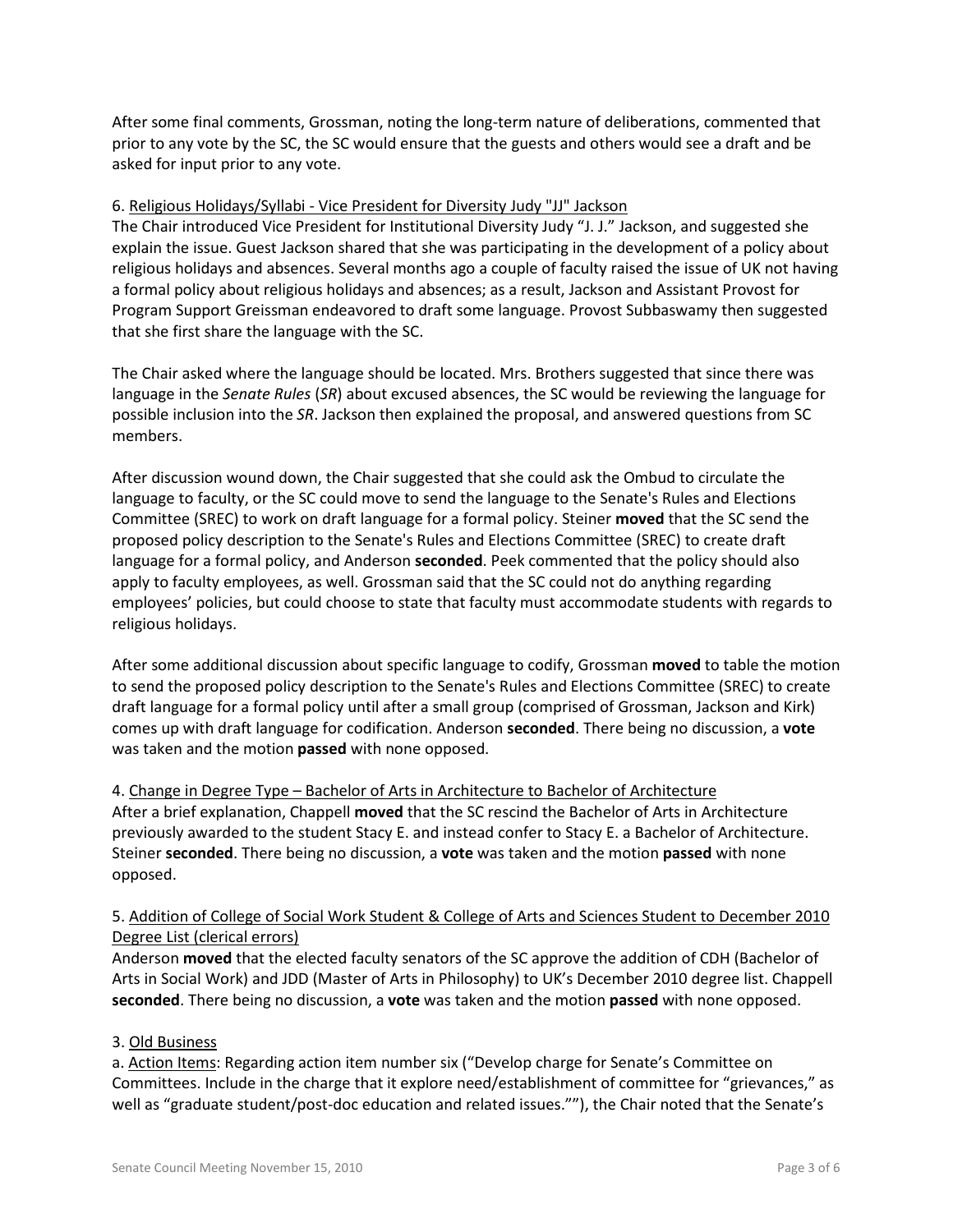After some final comments, Grossman, noting the long-term nature of deliberations, commented that prior to any vote by the SC, the SC would ensure that the guests and others would see a draft and be asked for input prior to any vote.

6. Religious Holidays/Syllabi - Vice President for Diversity Judy "JJ" Jackson

The Chair introduced Vice President for Institutional Diversity Judy "J. J." Jackson, and suggested she explain the issue. Guest Jackson shared that she was participating in the development of a policy about religious holidays and absences. Several months ago a couple of faculty raised the issue of UK not having a formal policy about religious holidays and absences; as a result, Jackson and Assistant Provost for Program Support Greissman endeavored to draft some language. Provost Subbaswamy then suggested that she first share the language with the SC.

The Chair asked where the language should be located. Mrs. Brothers suggested that since there was language in the *Senate Rules* (*SR*) about excused absences, the SC would be reviewing the language for possible inclusion into the *SR*. Jackson then explained the proposal, and answered questions from SC members.

After discussion wound down, the Chair suggested that she could ask the Ombud to circulate the language to faculty, or the SC could move to send the language to the Senate's Rules and Elections Committee (SREC) to work on draft language for a formal policy. Steiner **moved** that the SC send the proposed policy description to the Senate's Rules and Elections Committee (SREC) to create draft language for a formal policy, and Anderson **seconded**. Peek commented that the policy should also apply to faculty employees, as well. Grossman said that the SC could not do anything regarding employees' policies, but could choose to state that faculty must accommodate students with regards to religious holidays.

After some additional discussion about specific language to codify, Grossman **moved** to table the motion to send the proposed policy description to the Senate's Rules and Elections Committee (SREC) to create draft language for a formal policy until after a small group (comprised of Grossman, Jackson and Kirk) comes up with draft language for codification. Anderson **seconded**. There being no discussion, a **vote** was taken and the motion **passed** with none opposed.

4. Change in Degree Type – Bachelor of Arts in Architecture to Bachelor of Architecture

After a brief explanation, Chappell **moved** that the SC rescind the Bachelor of Arts in Architecture previously awarded to the student Stacy E. and instead confer to Stacy E. a Bachelor of Architecture. Steiner **seconded**. There being no discussion, a **vote** was taken and the motion **passed** with none opposed.

5. Addition of College of Social Work Student & College of Arts and Sciences Student to December 2010 Degree List (clerical errors)

Anderson **moved** that the elected faculty senators of the SC approve the addition of CDH (Bachelor of Arts in Social Work) and JDD (Master of Arts in Philosophy) to UK's December 2010 degree list. Chappell **seconded**. There being no discussion, a **vote** was taken and the motion **passed** with none opposed.

3. Old Business

a. Action Items: Regarding action item number six ("Develop charge for Senate's Committee on Committees. Include in the charge that it explore need/establishment of committee for "grievances," as well as "graduate student/post-doc education and related issues.""), the Chair noted that the Senate's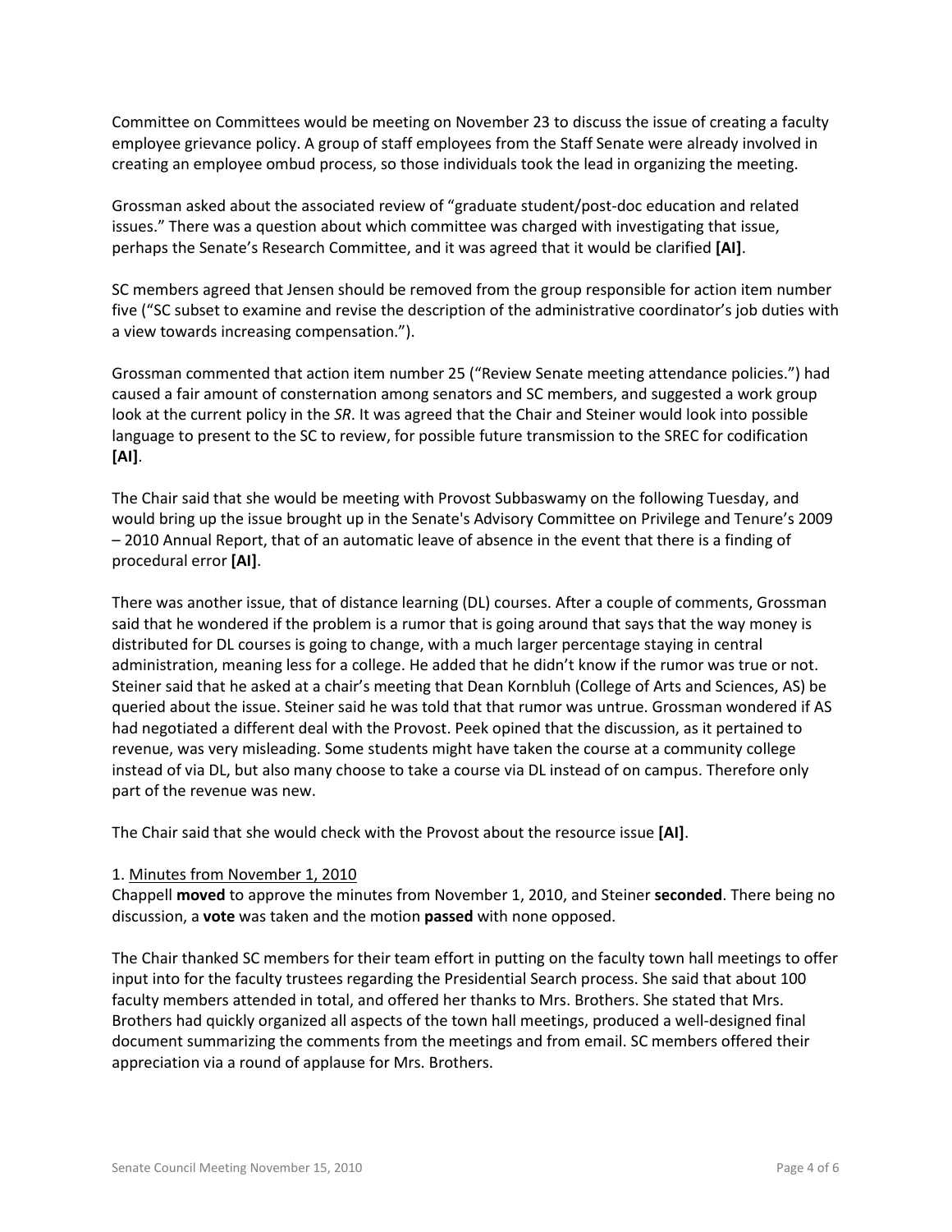Committee on Committees would be meeting on November 23 to discuss the issue of creating a faculty employee grievance policy. A group of staff employees from the Staff Senate were already involved in creating an employee ombud process, so those individuals took the lead in organizing the meeting.

Grossman asked about the associated review of "graduate student/post-doc education and related issues." There was a question about which committee was charged with investigating that issue, perhaps the Senate's Research Committee, and it was agreed that it would be clarified **[AI]**.

SC members agreed that Jensen should be removed from the group responsible for action item number five ("SC subset to examine and revise the description of the administrative coordinator's job duties with a view towards increasing compensation.").

Grossman commented that action item number 25 ("Review Senate meeting attendance policies.") had caused a fair amount of consternation among senators and SC members, and suggested a work group look at the current policy in the *SR*. It was agreed that the Chair and Steiner would look into possible language to present to the SC to review, for possible future transmission to the SREC for codification **[AI]**.

The Chair said that she would be meeting with Provost Subbaswamy on the following Tuesday, and would bring up the issue brought up in the Senate's Advisory Committee on Privilege and Tenure's 2009 – 2010 Annual Report, that of an automatic leave of absence in the event that there is a finding of procedural error **[AI]**.

There was another issue, that of distance learning (DL) courses. After a couple of comments, Grossman said that he wondered if the problem is a rumor that is going around that says that the way money is distributed for DL courses is going to change, with a much larger percentage staying in central administration, meaning less for a college. He added that he didn't know if the rumor was true or not. Steiner said that he asked at a chair's meeting that Dean Kornbluh (College of Arts and Sciences, AS) be queried about the issue. Steiner said he was told that that rumor was untrue. Grossman wondered if AS had negotiated a different deal with the Provost. Peek opined that the discussion, as it pertained to revenue, was very misleading. Some students might have taken the course at a community college instead of via DL, but also many choose to take a course via DL instead of on campus. Therefore only part of the revenue was new.

The Chair said that she would check with the Provost about the resource issue **[AI]**.

1. Minutes from November 1, 2010

Chappell **moved** to approve the minutes from November 1, 2010, and Steiner **seconded**. There being no discussion, a **vote** was taken and the motion **passed** with none opposed.

The Chair thanked SC members for their team effort in putting on the faculty town hall meetings to offer input into for the faculty trustees regarding the Presidential Search process. She said that about 100 faculty members attended in total, and offered her thanks to Mrs. Brothers. She stated that Mrs. Brothers had quickly organized all aspects of the town hall meetings, produced a well-designed final document summarizing the comments from the meetings and from email. SC members offered their appreciation via a round of applause for Mrs. Brothers.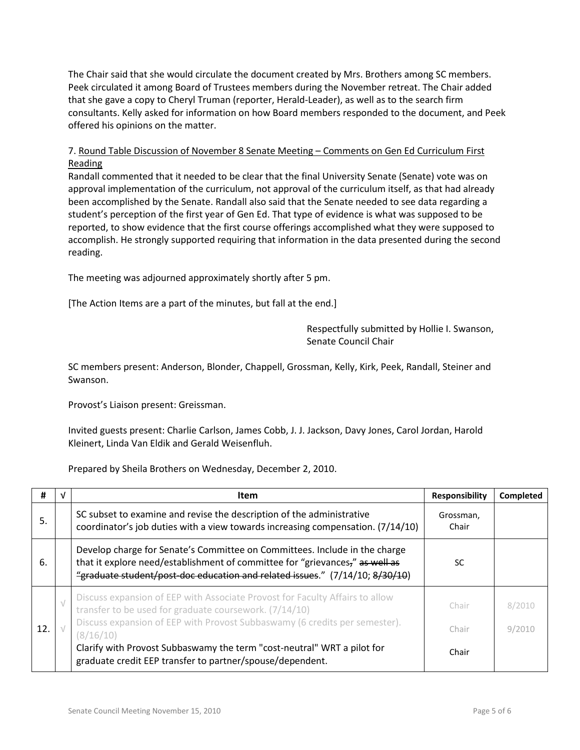The Chair said that she would circulate the document created by Mrs. Brothers among SC members. Peek circulated it among Board of Trustees members during the November retreat. The Chair added that she gave a copy to Cheryl Truman (reporter, Herald-Leader), as well as to the search firm consultants. Kelly asked for information on how Board members responded to the document, and Peek offered his opinions on the matter.

7. Round Table Discussion of November 8 Senate Meeting – Comments on Gen Ed Curriculum First Reading

Randall commented that it needed to be clear that the final University Senate (Senate) vote was on approval implementation of the curriculum, not approval of the curriculum itself, as that had already been accomplished by the Senate. Randall also said that the Senate needed to see data regarding a student's perception of the first year of Gen Ed. That type of evidence is what was supposed to be reported, to show evidence that the first course offerings accomplished what they were supposed to accomplish. He strongly supported requiring that information in the data presented during the second reading.

The meeting was adjourned approximately shortly after 5 pm.

[The Action Items are a part of the minutes, but fall at the end.]

Respectfully submitted by Hollie I. Swanson,
Senate Council Chair

SC members present: Anderson, Blonder, Chappell, Grossman, Kelly, Kirk, Peek, Randall, Steiner and Swanson.

Provost's Liaison present: Greissman.

Invited guests present: Charlie Carlson, James Cobb, J. J. Jackson, Davy Jones, Carol Jordan, Harold Kleinert, Linda Van Eldik and Gerald Weisenfluh.

Prepared by Sheila Brothers on Wednesday, December 2, 2010.

| # | √ | Item | Responsibility | Completed |
|---|---|---|---|---|
| 5. | | SC subset to examine and revise the description of the administrative coordinator's job duties with a view towards increasing compensation. (7/14/10) | Grossman, Chair | |
| 6. | | Develop charge for Senate's Committee on Committees. Include in the charge that it explore need/establishment of committee for "grievances~~,~~" ~~as well as "graduate student/post-doc education and related issues~~." (7/14/10; ~~8/30/10~~) | SC | |
| 12. | √ | Discuss expansion of EEP with Associate Provost for Faculty Affairs to allow transfer to be used for graduate coursework. (7/14/10) | Chair | 8/2010 |
| | √ | Discuss expansion of EEP with Provost Subbaswamy (6 credits per semester). (8/16/10) | Chair | 9/2010 |
| | | Clarify with Provost Subbaswamy the term "cost-neutral" WRT a pilot for graduate credit EEP transfer to partner/spouse/dependent. | Chair | |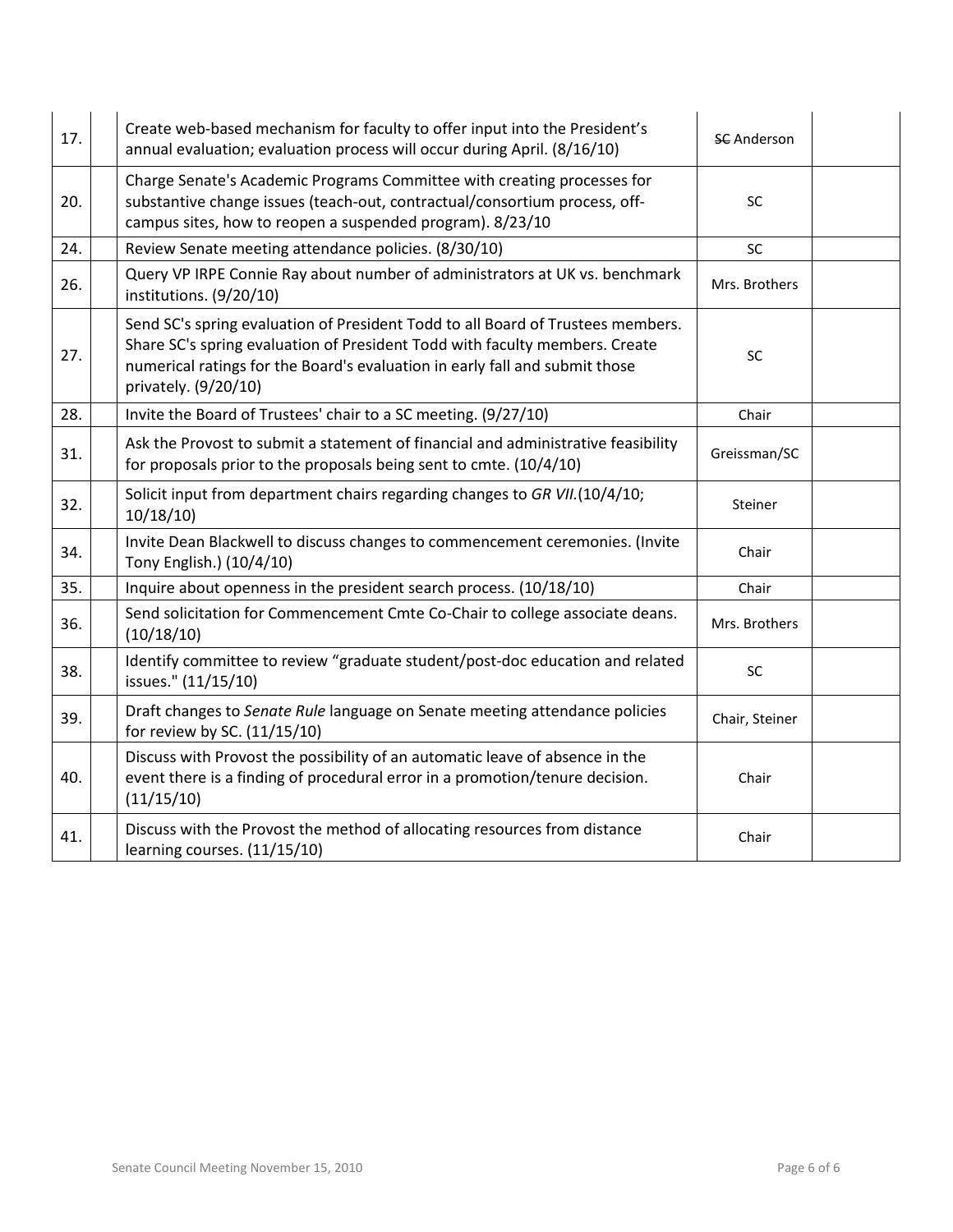| | | | | |
|---|---|---|---|---|
| 17. | | Create web-based mechanism for faculty to offer input into the President's annual evaluation; evaluation process will occur during April. (8/16/10) | ~~SC~~ Anderson | |
| 20. | | Charge Senate's Academic Programs Committee with creating processes for substantive change issues (teach-out, contractual/consortium process, off-campus sites, how to reopen a suspended program). 8/23/10 | SC | |
| 24. | | Review Senate meeting attendance policies. (8/30/10) | SC | |
| 26. | | Query VP IRPE Connie Ray about number of administrators at UK vs. benchmark institutions. (9/20/10) | Mrs. Brothers | |
| 27. | | Send SC's spring evaluation of President Todd to all Board of Trustees members. Share SC's spring evaluation of President Todd with faculty members. Create numerical ratings for the Board's evaluation in early fall and submit those privately. (9/20/10) | SC | |
| 28. | | Invite the Board of Trustees' chair to a SC meeting. (9/27/10) | Chair | |
| 31. | | Ask the Provost to submit a statement of financial and administrative feasibility for proposals prior to the proposals being sent to cmte. (10/4/10) | Greissman/SC | |
| 32. | | Solicit input from department chairs regarding changes to *GR VII.*(10/4/10; 10/18/10) | Steiner | |
| 34. | | Invite Dean Blackwell to discuss changes to commencement ceremonies. (Invite Tony English.) (10/4/10) | Chair | |
| 35. | | Inquire about openness in the president search process. (10/18/10) | Chair | |
| 36. | | Send solicitation for Commencement Cmte Co-Chair to college associate deans. (10/18/10) | Mrs. Brothers | |
| 38. | | Identify committee to review "graduate student/post-doc education and related issues." (11/15/10) | SC | |
| 39. | | Draft changes to *Senate Rule* language on Senate meeting attendance policies for review by SC. (11/15/10) | Chair, Steiner | |
| 40. | | Discuss with Provost the possibility of an automatic leave of absence in the event there is a finding of procedural error in a promotion/tenure decision. (11/15/10) | Chair | |
| 41. | | Discuss with the Provost the method of allocating resources from distance learning courses. (11/15/10) | Chair | |